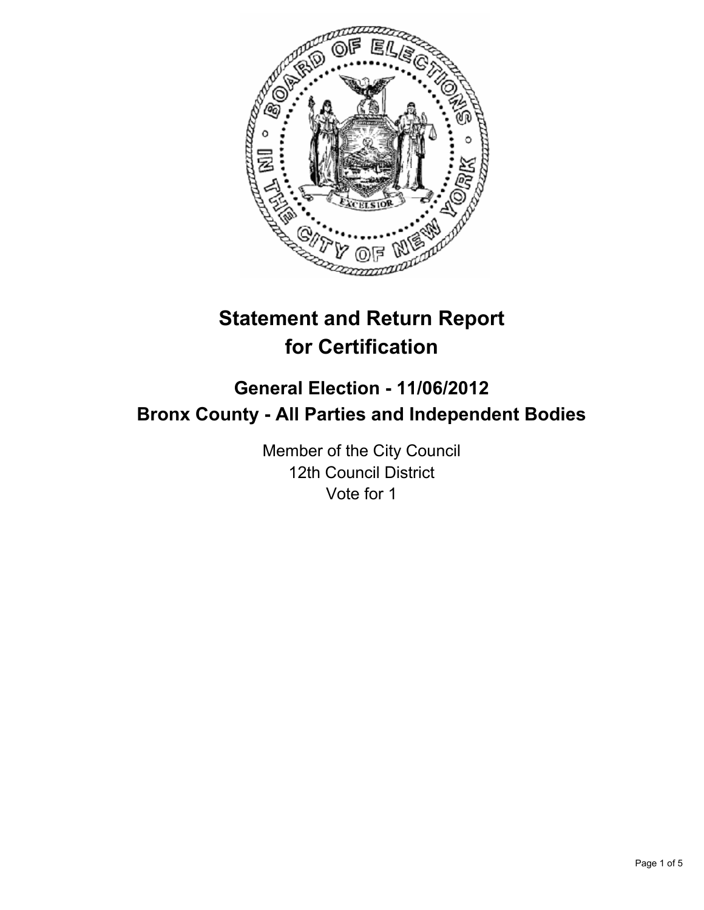# Statement and Return Report for Certification

## General Election - 11/06/2012
## Bronx County - All Parties and Independent Bodies

Member of the City Council
12th Council District
Vote for 1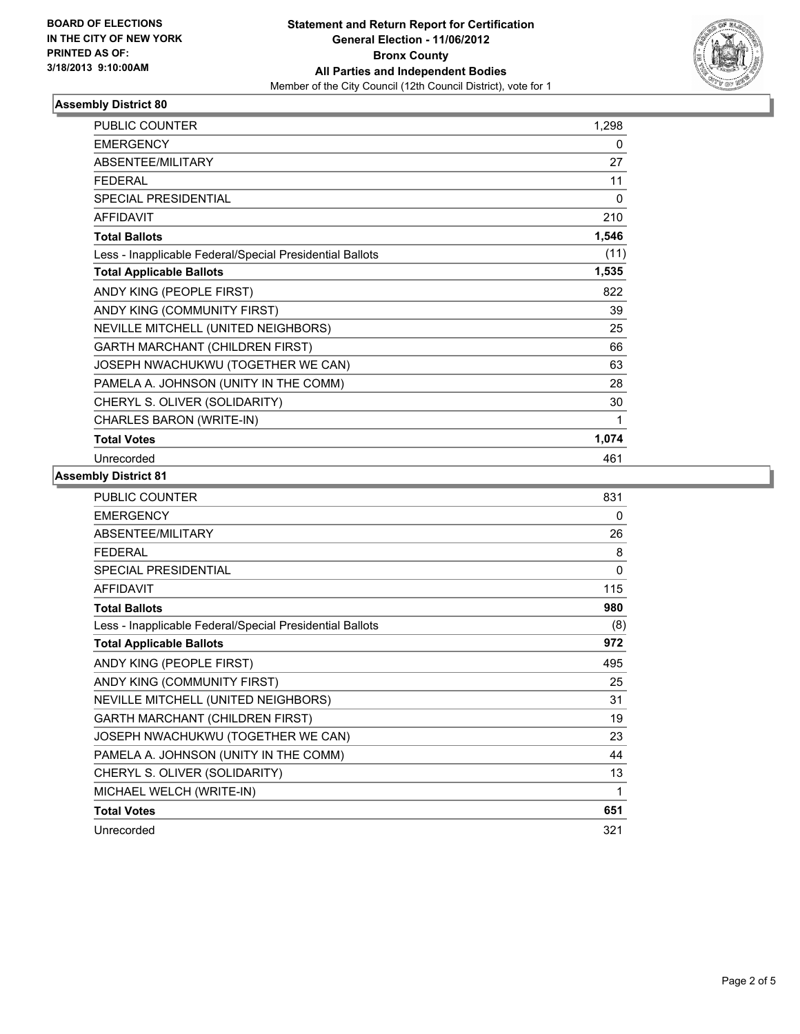**BOARD OF ELECTIONS IN THE CITY OF NEW YORK PRINTED AS OF: 3/18/2013 9:10:00AM**

# Statement and Return Report for Certification
## General Election - 11/06/2012
## Bronx County
## All Parties and Independent Bodies
Member of the City Council (12th Council District), vote for 1

### Assembly District 80

| | |
|---|---|
| PUBLIC COUNTER | 1,298 |
| EMERGENCY | 0 |
| ABSENTEE/MILITARY | 27 |
| FEDERAL | 11 |
| SPECIAL PRESIDENTIAL | 0 |
| AFFIDAVIT | 210 |
| **Total Ballots** | **1,546** |
| Less - Inapplicable Federal/Special Presidential Ballots | (11) |
| **Total Applicable Ballots** | **1,535** |
| ANDY KING (PEOPLE FIRST) | 822 |
| ANDY KING (COMMUNITY FIRST) | 39 |
| NEVILLE MITCHELL (UNITED NEIGHBORS) | 25 |
| GARTH MARCHANT (CHILDREN FIRST) | 66 |
| JOSEPH NWACHUKWU (TOGETHER WE CAN) | 63 |
| PAMELA A. JOHNSON (UNITY IN THE COMM) | 28 |
| CHERYL S. OLIVER (SOLIDARITY) | 30 |
| CHARLES BARON (WRITE-IN) | 1 |
| **Total Votes** | **1,074** |
| Unrecorded | 461 |

### Assembly District 81

| | |
|---|---|
| PUBLIC COUNTER | 831 |
| EMERGENCY | 0 |
| ABSENTEE/MILITARY | 26 |
| FEDERAL | 8 |
| SPECIAL PRESIDENTIAL | 0 |
| AFFIDAVIT | 115 |
| **Total Ballots** | **980** |
| Less - Inapplicable Federal/Special Presidential Ballots | (8) |
| **Total Applicable Ballots** | **972** |
| ANDY KING (PEOPLE FIRST) | 495 |
| ANDY KING (COMMUNITY FIRST) | 25 |
| NEVILLE MITCHELL (UNITED NEIGHBORS) | 31 |
| GARTH MARCHANT (CHILDREN FIRST) | 19 |
| JOSEPH NWACHUKWU (TOGETHER WE CAN) | 23 |
| PAMELA A. JOHNSON (UNITY IN THE COMM) | 44 |
| CHERYL S. OLIVER (SOLIDARITY) | 13 |
| MICHAEL WELCH (WRITE-IN) | 1 |
| **Total Votes** | **651** |
| Unrecorded | 321 |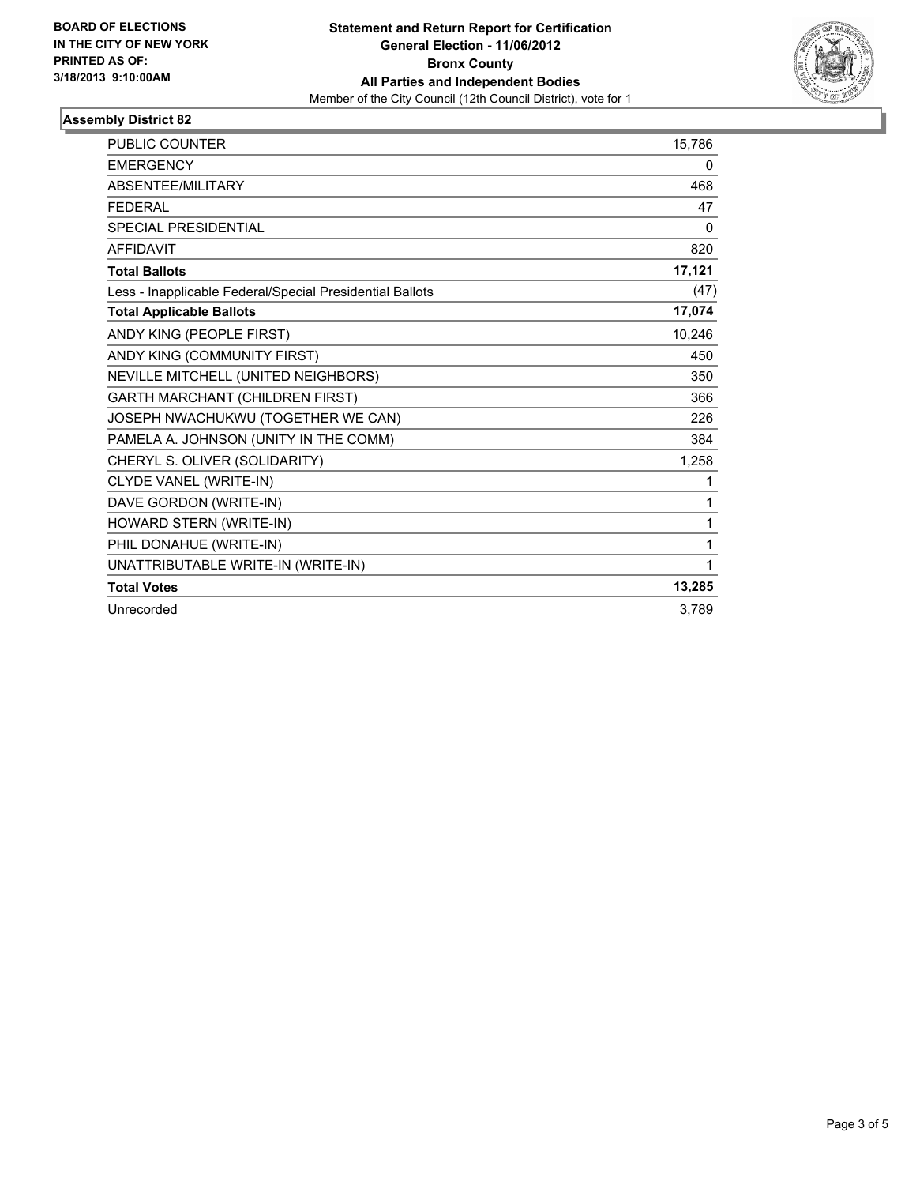**BOARD OF ELECTIONS IN THE CITY OF NEW YORK PRINTED AS OF: 3/18/2013 9:10:00AM**

**Statement and Return Report for Certification**
**General Election - 11/06/2012**
**Bronx County**
**All Parties and Independent Bodies**
Member of the City Council (12th Council District), vote for 1

## Assembly District 82

| | |
|---|---|
| PUBLIC COUNTER | 15,786 |
| EMERGENCY | 0 |
| ABSENTEE/MILITARY | 468 |
| FEDERAL | 47 |
| SPECIAL PRESIDENTIAL | 0 |
| AFFIDAVIT | 820 |
| **Total Ballots** | **17,121** |
| Less - Inapplicable Federal/Special Presidential Ballots | (47) |
| **Total Applicable Ballots** | **17,074** |
| ANDY KING (PEOPLE FIRST) | 10,246 |
| ANDY KING (COMMUNITY FIRST) | 450 |
| NEVILLE MITCHELL (UNITED NEIGHBORS) | 350 |
| GARTH MARCHANT (CHILDREN FIRST) | 366 |
| JOSEPH NWACHUKWU (TOGETHER WE CAN) | 226 |
| PAMELA A. JOHNSON (UNITY IN THE COMM) | 384 |
| CHERYL S. OLIVER (SOLIDARITY) | 1,258 |
| CLYDE VANEL (WRITE-IN) | 1 |
| DAVE GORDON (WRITE-IN) | 1 |
| HOWARD STERN (WRITE-IN) | 1 |
| PHIL DONAHUE (WRITE-IN) | 1 |
| UNATTRIBUTABLE WRITE-IN (WRITE-IN) | 1 |
| **Total Votes** | **13,285** |
| Unrecorded | 3,789 |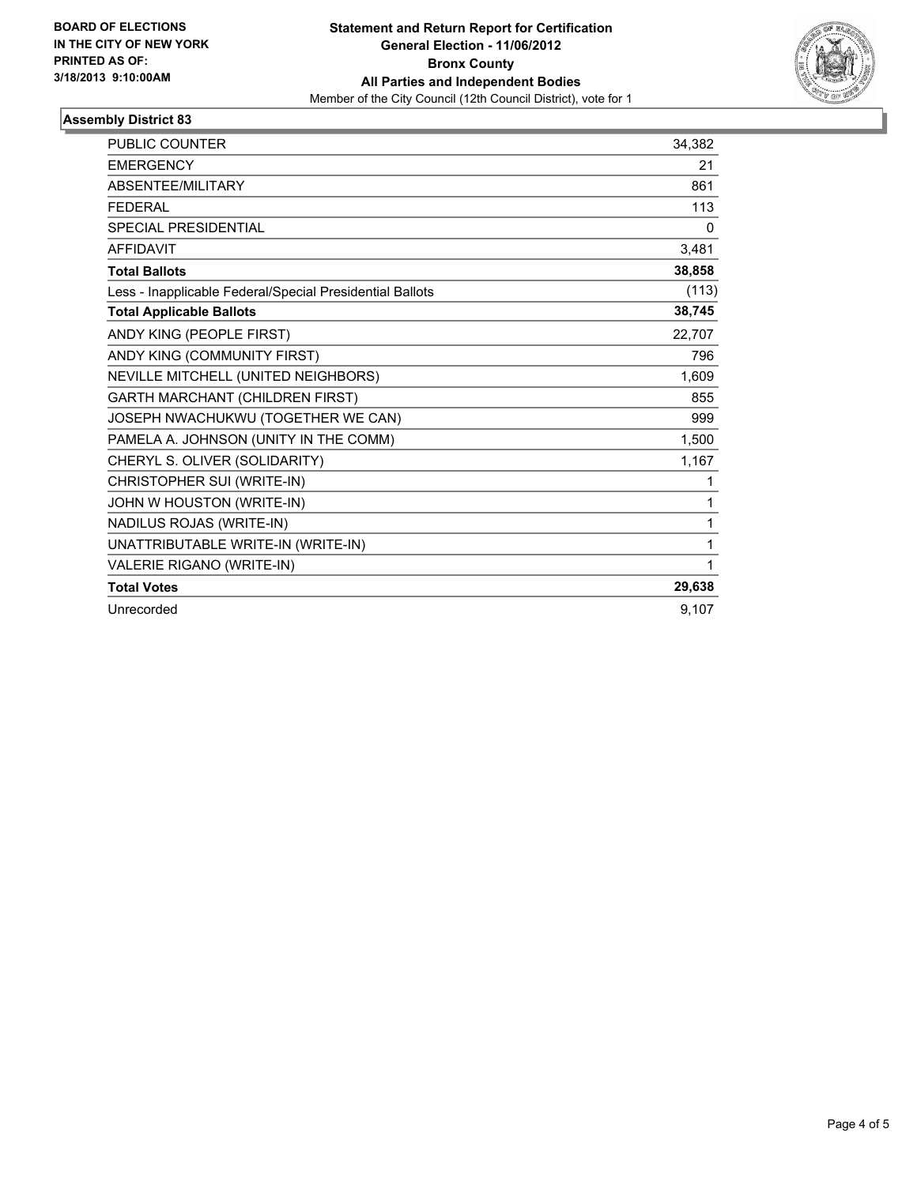**BOARD OF ELECTIONS IN THE CITY OF NEW YORK PRINTED AS OF: 3/18/2013 9:10:00AM**

**Statement and Return Report for Certification**
**General Election - 11/06/2012**
**Bronx County**
**All Parties and Independent Bodies**
Member of the City Council (12th Council District), vote for 1

## Assembly District 83

| | |
|---|---|
| PUBLIC COUNTER | 34,382 |
| EMERGENCY | 21 |
| ABSENTEE/MILITARY | 861 |
| FEDERAL | 113 |
| SPECIAL PRESIDENTIAL | 0 |
| AFFIDAVIT | 3,481 |
| **Total Ballots** | **38,858** |
| Less - Inapplicable Federal/Special Presidential Ballots | (113) |
| **Total Applicable Ballots** | **38,745** |
| ANDY KING (PEOPLE FIRST) | 22,707 |
| ANDY KING (COMMUNITY FIRST) | 796 |
| NEVILLE MITCHELL (UNITED NEIGHBORS) | 1,609 |
| GARTH MARCHANT (CHILDREN FIRST) | 855 |
| JOSEPH NWACHUKWU (TOGETHER WE CAN) | 999 |
| PAMELA A. JOHNSON (UNITY IN THE COMM) | 1,500 |
| CHERYL S. OLIVER (SOLIDARITY) | 1,167 |
| CHRISTOPHER SUI (WRITE-IN) | 1 |
| JOHN W HOUSTON (WRITE-IN) | 1 |
| NADILUS ROJAS (WRITE-IN) | 1 |
| UNATTRIBUTABLE WRITE-IN (WRITE-IN) | 1 |
| VALERIE RIGANO (WRITE-IN) | 1 |
| **Total Votes** | **29,638** |
| Unrecorded | 9,107 |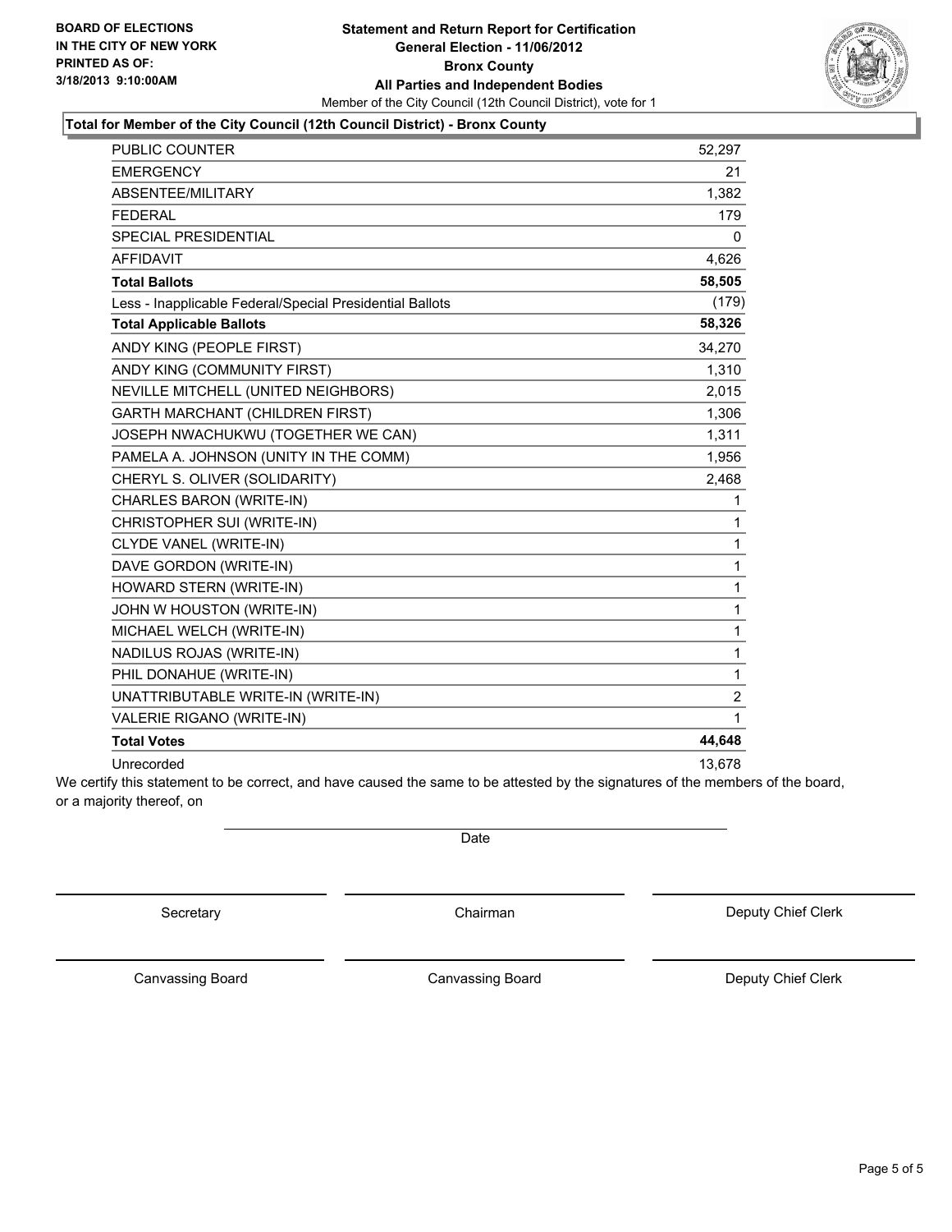**BOARD OF ELECTIONS**
**IN THE CITY OF NEW YORK**
**PRINTED AS OF:**
**3/18/2013 9:10:00AM**

# Statement and Return Report for Certification
## General Election - 11/06/2012
## Bronx County
## All Parties and Independent Bodies
Member of the City Council (12th Council District), vote for 1

### Total for Member of the City Council (12th Council District) - Bronx County

| | |
|---|---|
| PUBLIC COUNTER | 52,297 |
| EMERGENCY | 21 |
| ABSENTEE/MILITARY | 1,382 |
| FEDERAL | 179 |
| SPECIAL PRESIDENTIAL | 0 |
| AFFIDAVIT | 4,626 |
| **Total Ballots** | **58,505** |
| Less - Inapplicable Federal/Special Presidential Ballots | (179) |
| **Total Applicable Ballots** | **58,326** |
| ANDY KING (PEOPLE FIRST) | 34,270 |
| ANDY KING (COMMUNITY FIRST) | 1,310 |
| NEVILLE MITCHELL (UNITED NEIGHBORS) | 2,015 |
| GARTH MARCHANT (CHILDREN FIRST) | 1,306 |
| JOSEPH NWACHUKWU (TOGETHER WE CAN) | 1,311 |
| PAMELA A. JOHNSON (UNITY IN THE COMM) | 1,956 |
| CHERYL S. OLIVER (SOLIDARITY) | 2,468 |
| CHARLES BARON (WRITE-IN) | 1 |
| CHRISTOPHER SUI (WRITE-IN) | 1 |
| CLYDE VANEL (WRITE-IN) | 1 |
| DAVE GORDON (WRITE-IN) | 1 |
| HOWARD STERN (WRITE-IN) | 1 |
| JOHN W HOUSTON (WRITE-IN) | 1 |
| MICHAEL WELCH (WRITE-IN) | 1 |
| NADILUS ROJAS (WRITE-IN) | 1 |
| PHIL DONAHUE (WRITE-IN) | 1 |
| UNATTRIBUTABLE WRITE-IN (WRITE-IN) | 2 |
| VALERIE RIGANO (WRITE-IN) | 1 |
| **Total Votes** | **44,648** |
| Unrecorded | 13,678 |

We certify this statement to be correct, and have caused the same to be attested by the signatures of the members of the board, or a majority thereof, on

Date

Secretary | Chairman | Deputy Chief Clerk

Canvassing Board | Canvassing Board | Deputy Chief Clerk